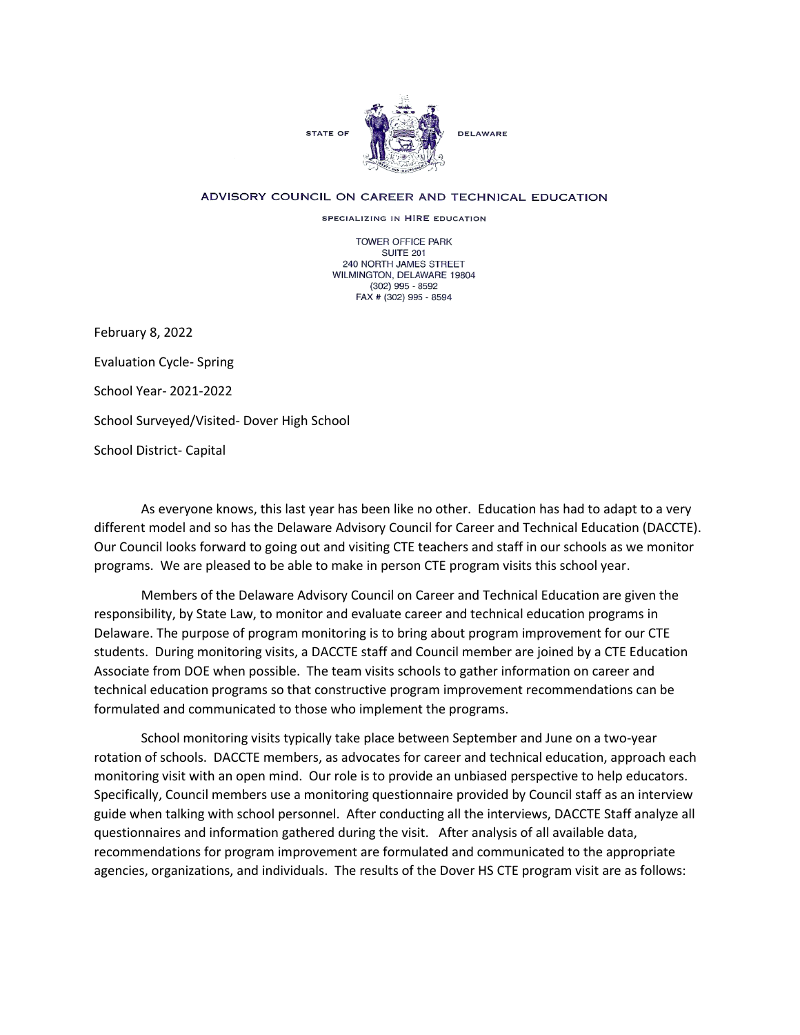STATE OF DELAWARE

ADVISORY COUNCIL ON CAREER AND TECHNICAL EDUCATION

SPECIALIZING IN HIRE EDUCATION

TOWER OFFICE PARK
SUITE 201
240 NORTH JAMES STREET
WILMINGTON, DELAWARE 19804
(302) 995 - 8592
FAX # (302) 995 - 8594

February 8, 2022

Evaluation Cycle- Spring

School Year- 2021-2022

School Surveyed/Visited- Dover High School

School District- Capital

As everyone knows, this last year has been like no other. Education has had to adapt to a very different model and so has the Delaware Advisory Council for Career and Technical Education (DACCTE). Our Council looks forward to going out and visiting CTE teachers and staff in our schools as we monitor programs. We are pleased to be able to make in person CTE program visits this school year.

Members of the Delaware Advisory Council on Career and Technical Education are given the responsibility, by State Law, to monitor and evaluate career and technical education programs in Delaware. The purpose of program monitoring is to bring about program improvement for our CTE students. During monitoring visits, a DACCTE staff and Council member are joined by a CTE Education Associate from DOE when possible. The team visits schools to gather information on career and technical education programs so that constructive program improvement recommendations can be formulated and communicated to those who implement the programs.

School monitoring visits typically take place between September and June on a two-year rotation of schools. DACCTE members, as advocates for career and technical education, approach each monitoring visit with an open mind. Our role is to provide an unbiased perspective to help educators. Specifically, Council members use a monitoring questionnaire provided by Council staff as an interview guide when talking with school personnel. After conducting all the interviews, DACCTE Staff analyze all questionnaires and information gathered during the visit. After analysis of all available data, recommendations for program improvement are formulated and communicated to the appropriate agencies, organizations, and individuals. The results of the Dover HS CTE program visit are as follows: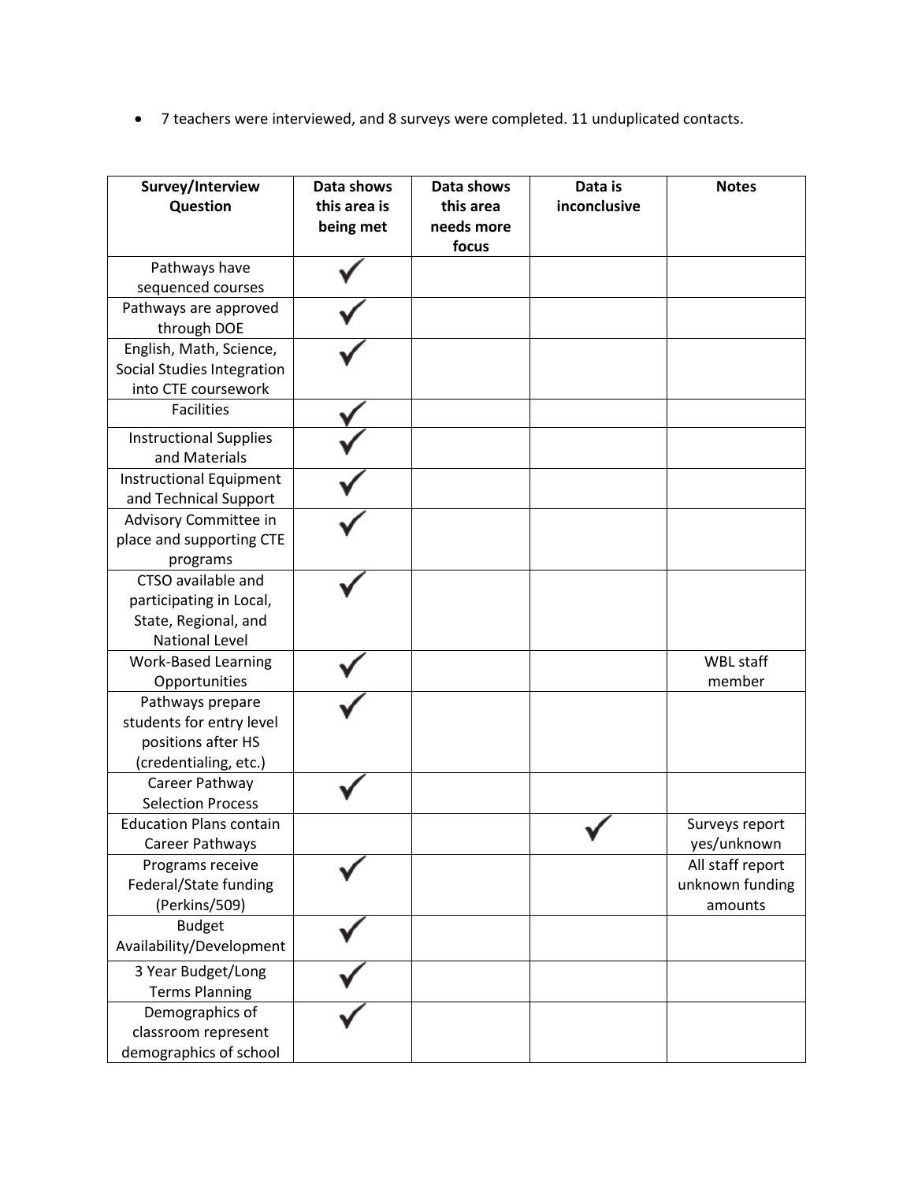- 7 teachers were interviewed, and 8 surveys were completed. 11 unduplicated contacts.

| Survey/Interview Question | Data shows this area is being met | Data shows this area needs more focus | Data is inconclusive | Notes |
|---|---|---|---|---|
| Pathways have sequenced courses | ✓ | | | |
| Pathways are approved through DOE | ✓ | | | |
| English, Math, Science, Social Studies Integration into CTE coursework | ✓ | | | |
| Facilities | ✓ | | | |
| Instructional Supplies and Materials | ✓ | | | |
| Instructional Equipment and Technical Support | ✓ | | | |
| Advisory Committee in place and supporting CTE programs | ✓ | | | |
| CTSO available and participating in Local, State, Regional, and National Level | ✓ | | | |
| Work-Based Learning Opportunities | ✓ | | | WBL staff member |
| Pathways prepare students for entry level positions after HS (credentialing, etc.) | ✓ | | | |
| Career Pathway Selection Process | ✓ | | | |
| Education Plans contain Career Pathways | | | ✓ | Surveys report yes/unknown |
| Programs receive Federal/State funding (Perkins/509) | ✓ | | | All staff report unknown funding amounts |
| Budget Availability/Development | ✓ | | | |
| 3 Year Budget/Long Terms Planning | ✓ | | | |
| Demographics of classroom represent demographics of school | ✓ | | | |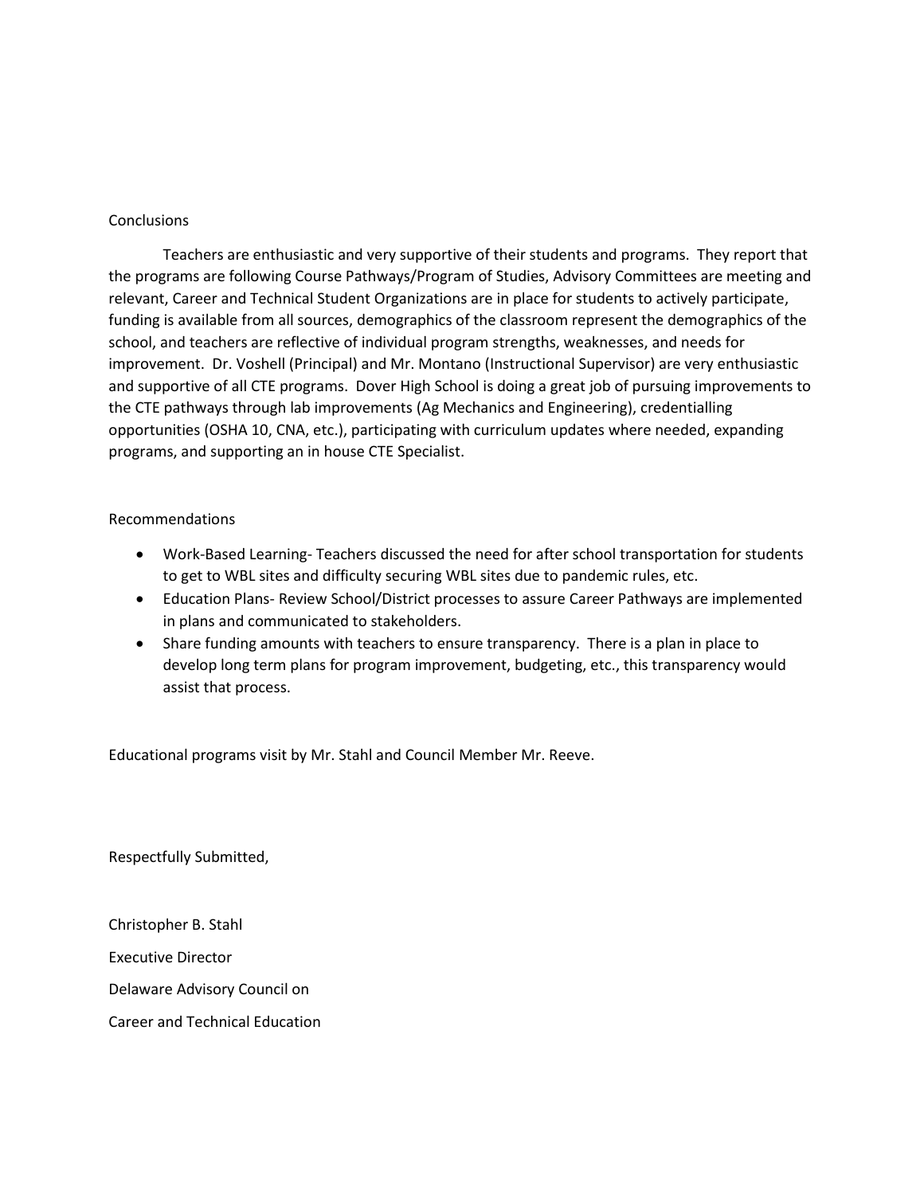## Conclusions

Teachers are enthusiastic and very supportive of their students and programs. They report that the programs are following Course Pathways/Program of Studies, Advisory Committees are meeting and relevant, Career and Technical Student Organizations are in place for students to actively participate, funding is available from all sources, demographics of the classroom represent the demographics of the school, and teachers are reflective of individual program strengths, weaknesses, and needs for improvement. Dr. Voshell (Principal) and Mr. Montano (Instructional Supervisor) are very enthusiastic and supportive of all CTE programs. Dover High School is doing a great job of pursuing improvements to the CTE pathways through lab improvements (Ag Mechanics and Engineering), credentialling opportunities (OSHA 10, CNA, etc.), participating with curriculum updates where needed, expanding programs, and supporting an in house CTE Specialist.

## Recommendations

- Work-Based Learning- Teachers discussed the need for after school transportation for students to get to WBL sites and difficulty securing WBL sites due to pandemic rules, etc.
- Education Plans- Review School/District processes to assure Career Pathways are implemented in plans and communicated to stakeholders.
- Share funding amounts with teachers to ensure transparency. There is a plan in place to develop long term plans for program improvement, budgeting, etc., this transparency would assist that process.

Educational programs visit by Mr. Stahl and Council Member Mr. Reeve.

Respectfully Submitted,

Christopher B. Stahl

Executive Director

Delaware Advisory Council on

Career and Technical Education